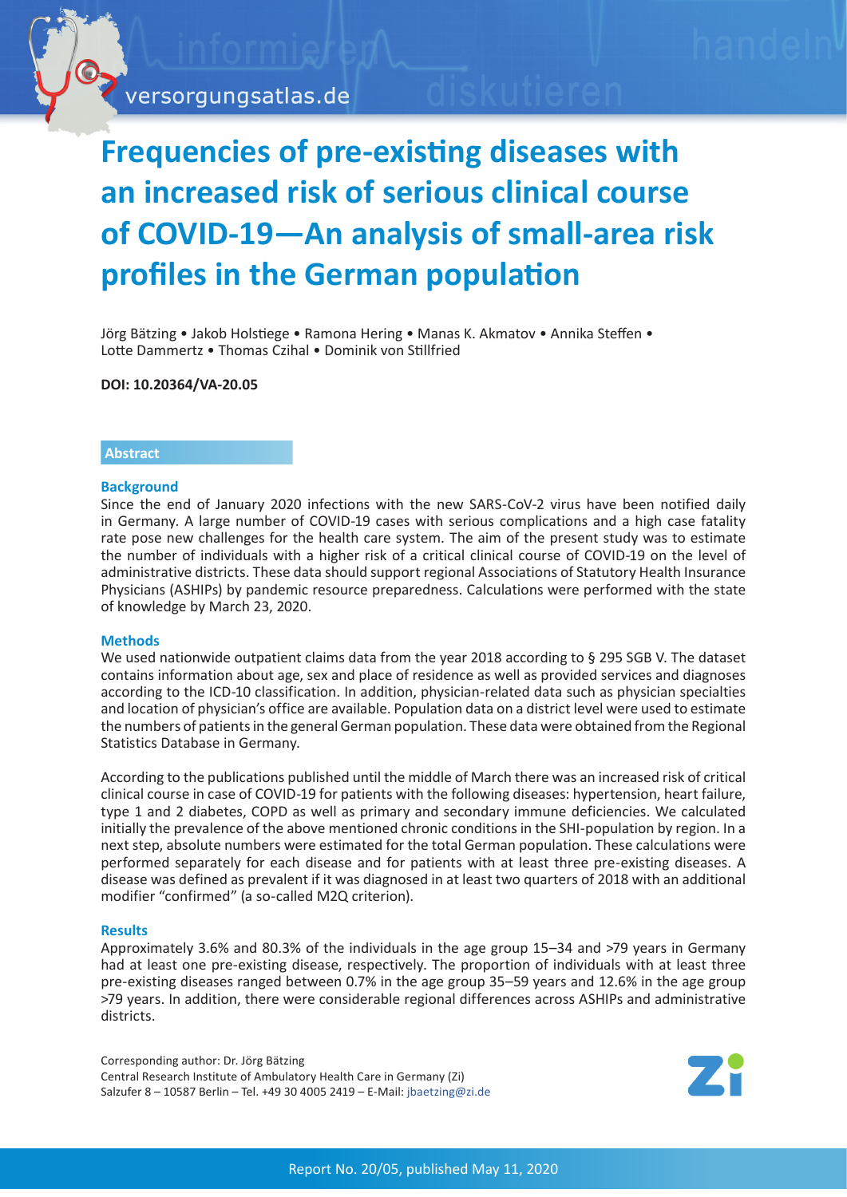# Frequencies of pre-existing diseases with an increased risk of serious clinical course of COVID-19—An analysis of small-area risk profiles in the German population

Jörg Bätzing • Jakob Holstiege • Ramona Hering • Manas K. Akmatov • Annika Steffen • Lotte Dammertz • Thomas Czihal • Dominik von Stillfried

**DOI: 10.20364/VA-20.05**

## Abstract

### Background

Since the end of January 2020 infections with the new SARS-CoV-2 virus have been notified daily in Germany. A large number of COVID-19 cases with serious complications and a high case fatality rate pose new challenges for the health care system. The aim of the present study was to estimate the number of individuals with a higher risk of a critical clinical course of COVID-19 on the level of administrative districts. These data should support regional Associations of Statutory Health Insurance Physicians (ASHIPs) by pandemic resource preparedness. Calculations were performed with the state of knowledge by March 23, 2020.

### Methods

We used nationwide outpatient claims data from the year 2018 according to § 295 SGB V. The dataset contains information about age, sex and place of residence as well as provided services and diagnoses according to the ICD-10 classification. In addition, physician-related data such as physician specialties and location of physician's office are available. Population data on a district level were used to estimate the numbers of patients in the general German population. These data were obtained from the Regional Statistics Database in Germany.

According to the publications published until the middle of March there was an increased risk of critical clinical course in case of COVID-19 for patients with the following diseases: hypertension, heart failure, type 1 and 2 diabetes, COPD as well as primary and secondary immune deficiencies. We calculated initially the prevalence of the above mentioned chronic conditions in the SHI-population by region. In a next step, absolute numbers were estimated for the total German population. These calculations were performed separately for each disease and for patients with at least three pre-existing diseases. A disease was defined as prevalent if it was diagnosed in at least two quarters of 2018 with an additional modifier "confirmed" (a so-called M2Q criterion).

### Results

Approximately 3.6% and 80.3% of the individuals in the age group 15–34 and >79 years in Germany had at least one pre-existing disease, respectively. The proportion of individuals with at least three pre-existing diseases ranged between 0.7% in the age group 35–59 years and 12.6% in the age group >79 years. In addition, there were considerable regional differences across ASHIPs and administrative districts.

Corresponding author: Dr. Jörg Bätzing
Central Research Institute of Ambulatory Health Care in Germany (Zi)
Salzufer 8 – 10587 Berlin – Tel. +49 30 4005 2419 – E-Mail: jbaetzing@zi.de

Report No. 20/05, published May 11, 2020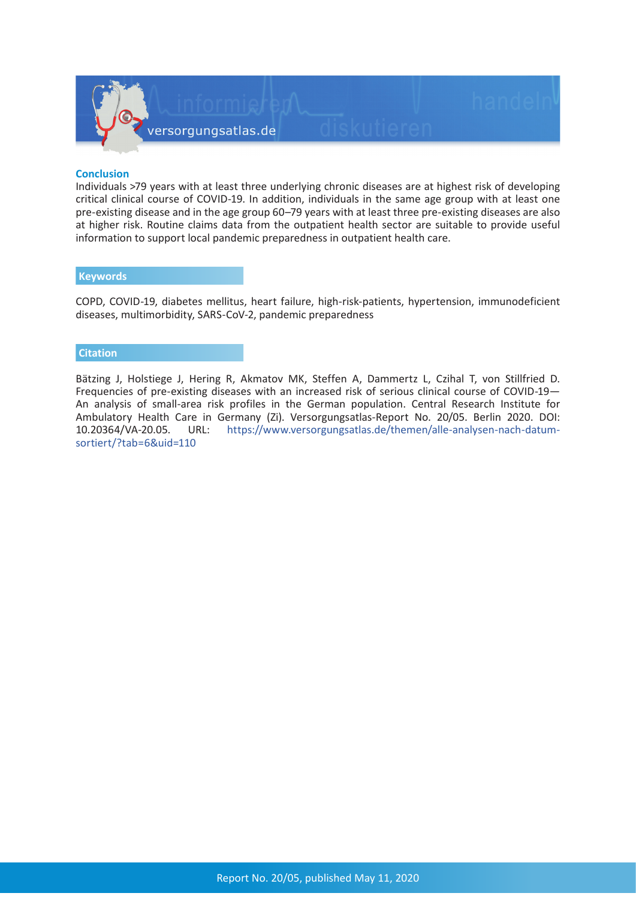**Conclusion**

Individuals >79 years with at least three underlying chronic diseases are at highest risk of developing critical clinical course of COVID-19. In addition, individuals in the same age group with at least one pre-existing disease and in the age group 60–79 years with at least three pre-existing diseases are also at higher risk. Routine claims data from the outpatient health sector are suitable to provide useful information to support local pandemic preparedness in outpatient health care.

## Keywords

COPD, COVID-19, diabetes mellitus, heart failure, high-risk-patients, hypertension, immunodeficient diseases, multimorbidity, SARS-CoV-2, pandemic preparedness

## Citation

Bätzing J, Holstiege J, Hering R, Akmatov MK, Steffen A, Dammertz L, Czihal T, von Stillfried D. Frequencies of pre-existing diseases with an increased risk of serious clinical course of COVID-19—An analysis of small-area risk profiles in the German population. Central Research Institute for Ambulatory Health Care in Germany (Zi). Versorgungsatlas-Report No. 20/05. Berlin 2020. DOI: 10.20364/VA-20.05. URL: https://www.versorgungsatlas.de/themen/alle-analysen-nach-datum-sortiert/?tab=6&uid=110